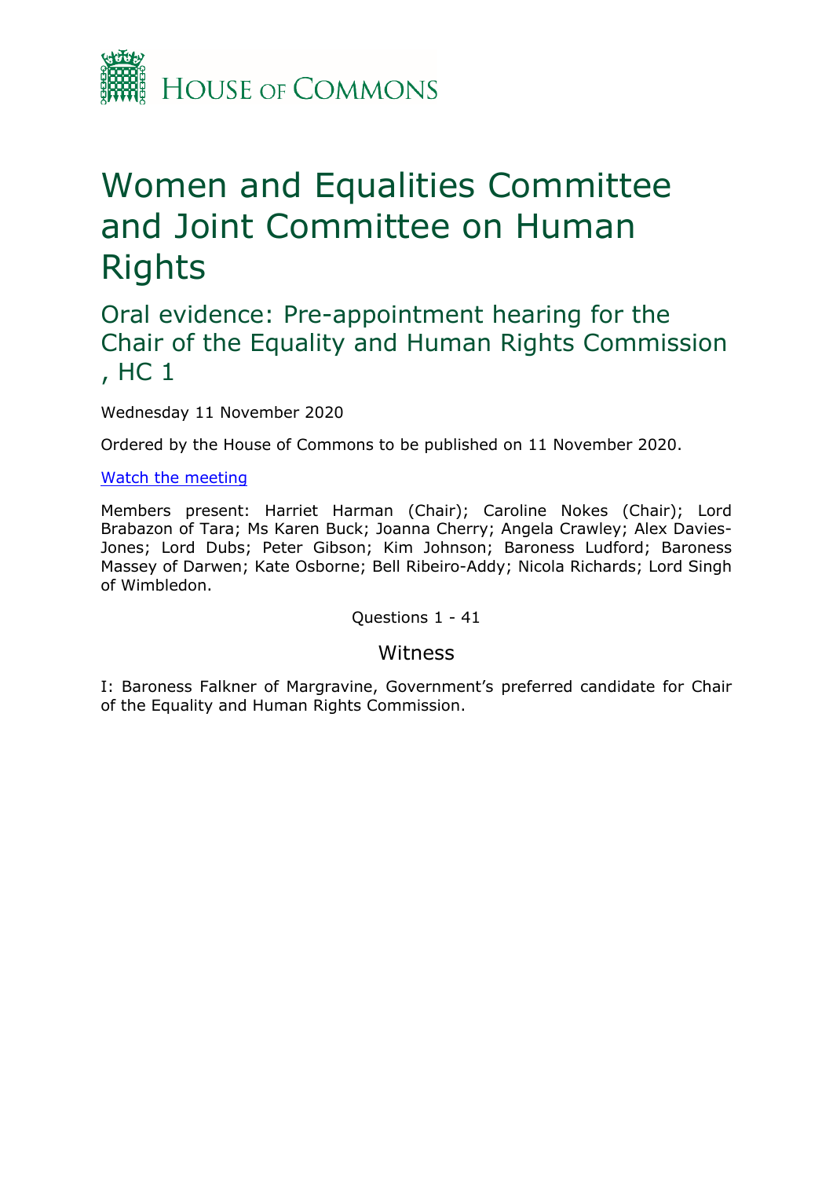HOUSE OF COMMONS

# Women and Equalities Committee and Joint Committee on Human Rights

## Oral evidence: Pre-appointment hearing for the Chair of the Equality and Human Rights Commission , HC 1

Wednesday 11 November 2020

Ordered by the House of Commons to be published on 11 November 2020.

Watch the meeting

Members present: Harriet Harman (Chair); Caroline Nokes (Chair); Lord Brabazon of Tara; Ms Karen Buck; Joanna Cherry; Angela Crawley; Alex Davies-Jones; Lord Dubs; Peter Gibson; Kim Johnson; Baroness Ludford; Baroness Massey of Darwen; Kate Osborne; Bell Ribeiro-Addy; Nicola Richards; Lord Singh of Wimbledon.

Questions 1 - 41

### Witness

I: Baroness Falkner of Margravine, Government's preferred candidate for Chair of the Equality and Human Rights Commission.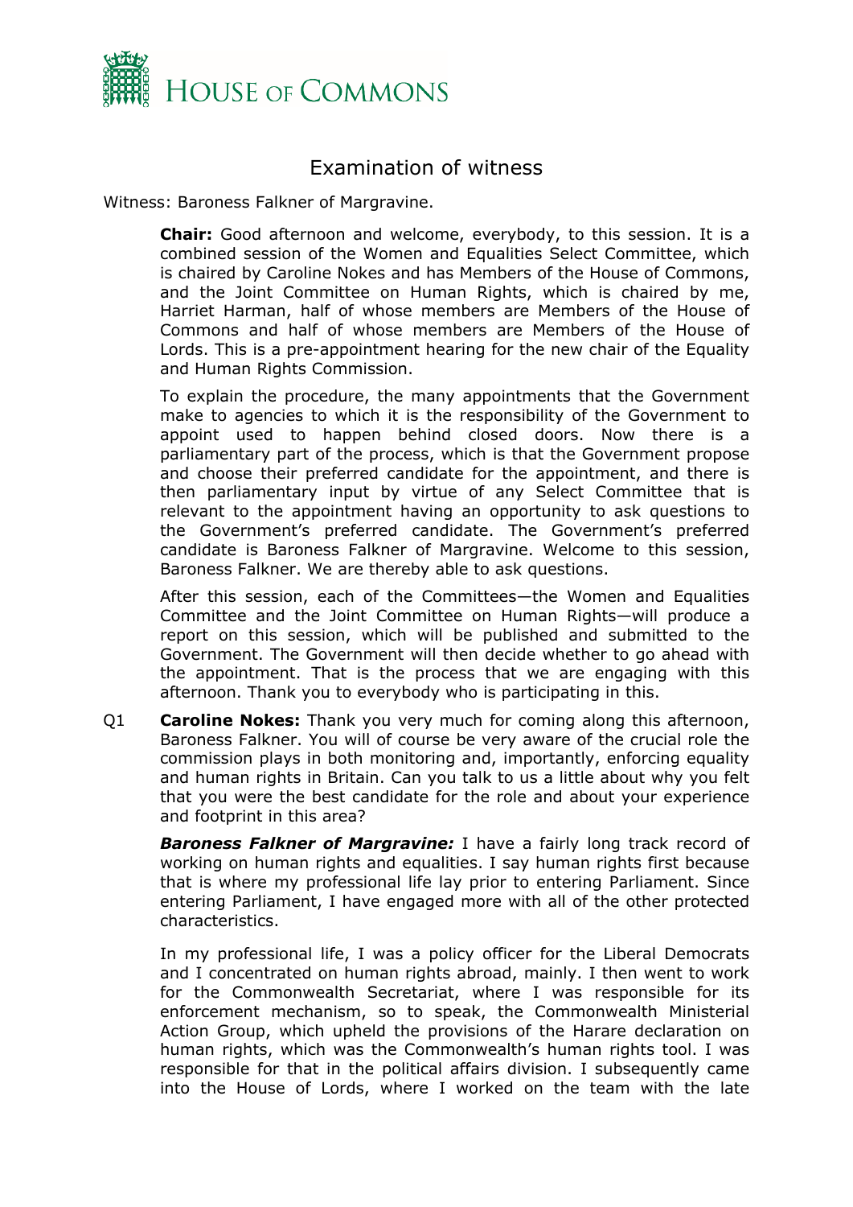# Examination of witness

Witness: Baroness Falkner of Margravine.

**Chair:** Good afternoon and welcome, everybody, to this session. It is a combined session of the Women and Equalities Select Committee, which is chaired by Caroline Nokes and has Members of the House of Commons, and the Joint Committee on Human Rights, which is chaired by me, Harriet Harman, half of whose members are Members of the House of Commons and half of whose members are Members of the House of Lords. This is a pre-appointment hearing for the new chair of the Equality and Human Rights Commission.

To explain the procedure, the many appointments that the Government make to agencies to which it is the responsibility of the Government to appoint used to happen behind closed doors. Now there is a parliamentary part of the process, which is that the Government propose and choose their preferred candidate for the appointment, and there is then parliamentary input by virtue of any Select Committee that is relevant to the appointment having an opportunity to ask questions to the Government's preferred candidate. The Government's preferred candidate is Baroness Falkner of Margravine. Welcome to this session, Baroness Falkner. We are thereby able to ask questions.

After this session, each of the Committees—the Women and Equalities Committee and the Joint Committee on Human Rights—will produce a report on this session, which will be published and submitted to the Government. The Government will then decide whether to go ahead with the appointment. That is the process that we are engaging with this afternoon. Thank you to everybody who is participating in this.

Q1 **Caroline Nokes:** Thank you very much for coming along this afternoon, Baroness Falkner. You will of course be very aware of the crucial role the commission plays in both monitoring and, importantly, enforcing equality and human rights in Britain. Can you talk to us a little about why you felt that you were the best candidate for the role and about your experience and footprint in this area?

***Baroness Falkner of Margravine:*** I have a fairly long track record of working on human rights and equalities. I say human rights first because that is where my professional life lay prior to entering Parliament. Since entering Parliament, I have engaged more with all of the other protected characteristics.

In my professional life, I was a policy officer for the Liberal Democrats and I concentrated on human rights abroad, mainly. I then went to work for the Commonwealth Secretariat, where I was responsible for its enforcement mechanism, so to speak, the Commonwealth Ministerial Action Group, which upheld the provisions of the Harare declaration on human rights, which was the Commonwealth's human rights tool. I was responsible for that in the political affairs division. I subsequently came into the House of Lords, where I worked on the team with the late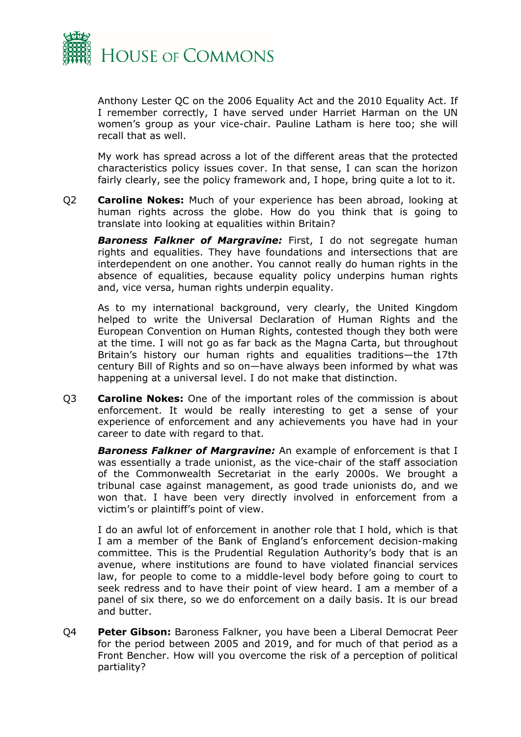Anthony Lester QC on the 2006 Equality Act and the 2010 Equality Act. If I remember correctly, I have served under Harriet Harman on the UN women's group as your vice-chair. Pauline Latham is here too; she will recall that as well.

My work has spread across a lot of the different areas that the protected characteristics policy issues cover. In that sense, I can scan the horizon fairly clearly, see the policy framework and, I hope, bring quite a lot to it.

Q2 **Caroline Nokes:** Much of your experience has been abroad, looking at human rights across the globe. How do you think that is going to translate into looking at equalities within Britain?

***Baroness Falkner of Margravine:*** First, I do not segregate human rights and equalities. They have foundations and intersections that are interdependent on one another. You cannot really do human rights in the absence of equalities, because equality policy underpins human rights and, vice versa, human rights underpin equality.

As to my international background, very clearly, the United Kingdom helped to write the Universal Declaration of Human Rights and the European Convention on Human Rights, contested though they both were at the time. I will not go as far back as the Magna Carta, but throughout Britain's history our human rights and equalities traditions—the 17th century Bill of Rights and so on—have always been informed by what was happening at a universal level. I do not make that distinction.

Q3 **Caroline Nokes:** One of the important roles of the commission is about enforcement. It would be really interesting to get a sense of your experience of enforcement and any achievements you have had in your career to date with regard to that.

***Baroness Falkner of Margravine:*** An example of enforcement is that I was essentially a trade unionist, as the vice-chair of the staff association of the Commonwealth Secretariat in the early 2000s. We brought a tribunal case against management, as good trade unionists do, and we won that. I have been very directly involved in enforcement from a victim's or plaintiff's point of view.

I do an awful lot of enforcement in another role that I hold, which is that I am a member of the Bank of England's enforcement decision-making committee. This is the Prudential Regulation Authority's body that is an avenue, where institutions are found to have violated financial services law, for people to come to a middle-level body before going to court to seek redress and to have their point of view heard. I am a member of a panel of six there, so we do enforcement on a daily basis. It is our bread and butter.

Q4 **Peter Gibson:** Baroness Falkner, you have been a Liberal Democrat Peer for the period between 2005 and 2019, and for much of that period as a Front Bencher. How will you overcome the risk of a perception of political partiality?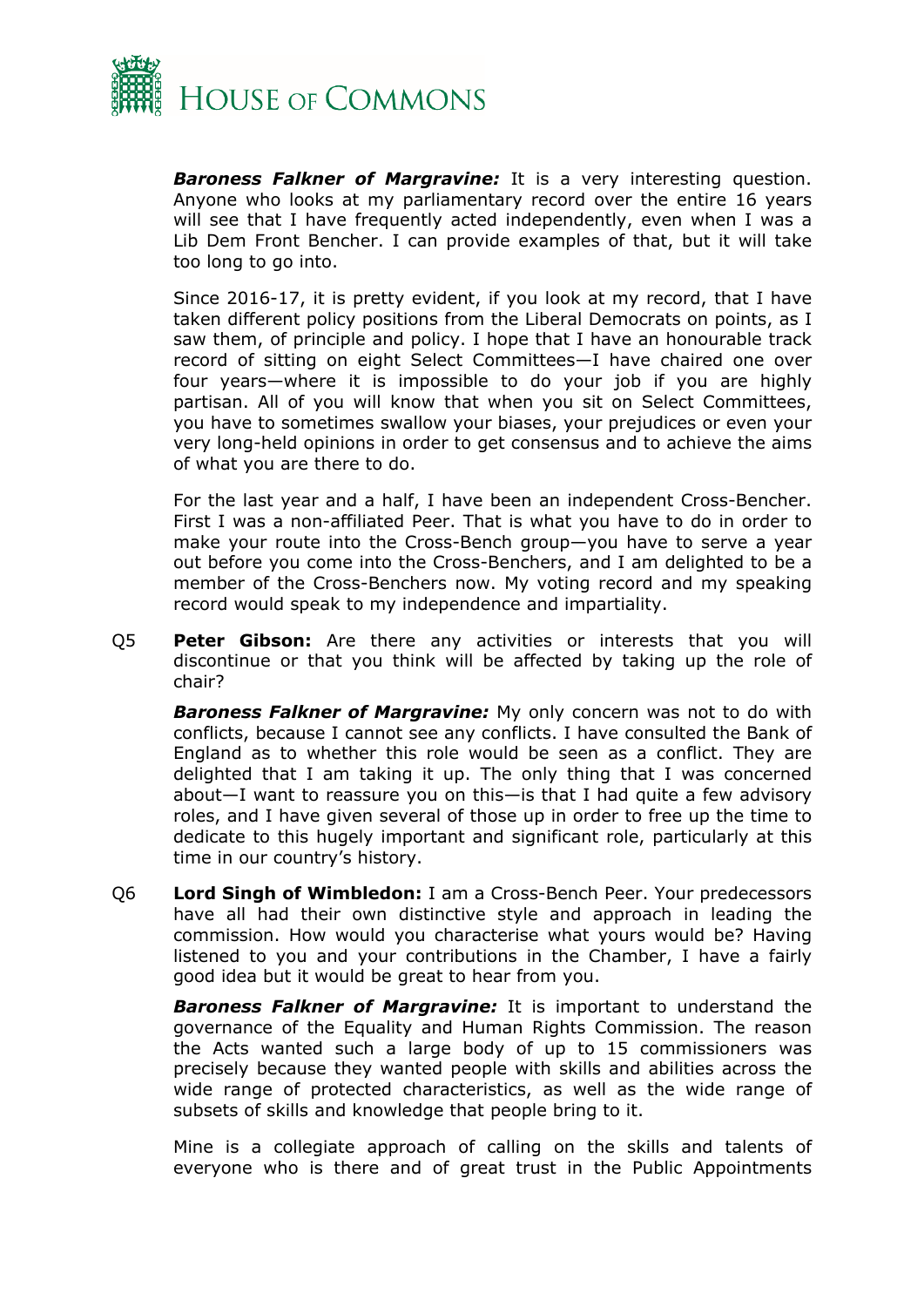***Baroness Falkner of Margravine:*** It is a very interesting question. Anyone who looks at my parliamentary record over the entire 16 years will see that I have frequently acted independently, even when I was a Lib Dem Front Bencher. I can provide examples of that, but it will take too long to go into.

Since 2016-17, it is pretty evident, if you look at my record, that I have taken different policy positions from the Liberal Democrats on points, as I saw them, of principle and policy. I hope that I have an honourable track record of sitting on eight Select Committees—I have chaired one over four years—where it is impossible to do your job if you are highly partisan. All of you will know that when you sit on Select Committees, you have to sometimes swallow your biases, your prejudices or even your very long-held opinions in order to get consensus and to achieve the aims of what you are there to do.

For the last year and a half, I have been an independent Cross-Bencher. First I was a non-affiliated Peer. That is what you have to do in order to make your route into the Cross-Bench group—you have to serve a year out before you come into the Cross-Benchers, and I am delighted to be a member of the Cross-Benchers now. My voting record and my speaking record would speak to my independence and impartiality.

Q5 **Peter Gibson:** Are there any activities or interests that you will discontinue or that you think will be affected by taking up the role of chair?

***Baroness Falkner of Margravine:*** My only concern was not to do with conflicts, because I cannot see any conflicts. I have consulted the Bank of England as to whether this role would be seen as a conflict. They are delighted that I am taking it up. The only thing that I was concerned about—I want to reassure you on this—is that I had quite a few advisory roles, and I have given several of those up in order to free up the time to dedicate to this hugely important and significant role, particularly at this time in our country's history.

Q6 **Lord Singh of Wimbledon:** I am a Cross-Bench Peer. Your predecessors have all had their own distinctive style and approach in leading the commission. How would you characterise what yours would be? Having listened to you and your contributions in the Chamber, I have a fairly good idea but it would be great to hear from you.

***Baroness Falkner of Margravine:*** It is important to understand the governance of the Equality and Human Rights Commission. The reason the Acts wanted such a large body of up to 15 commissioners was precisely because they wanted people with skills and abilities across the wide range of protected characteristics, as well as the wide range of subsets of skills and knowledge that people bring to it.

Mine is a collegiate approach of calling on the skills and talents of everyone who is there and of great trust in the Public Appointments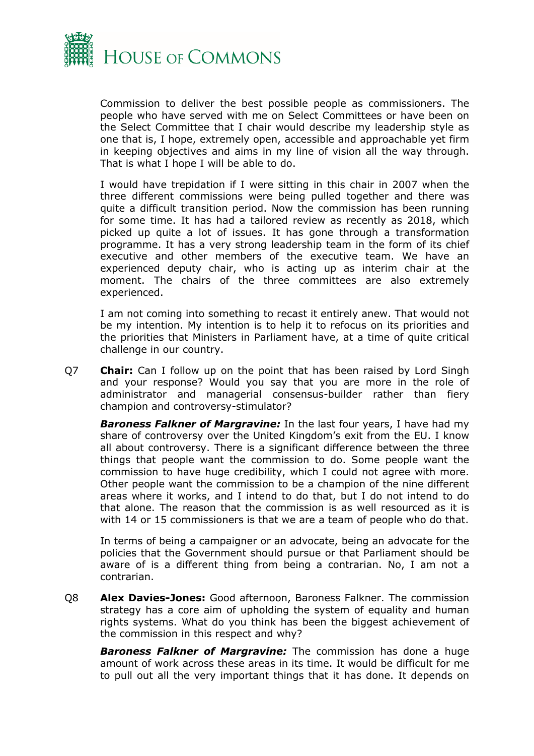Commission to deliver the best possible people as commissioners. The people who have served with me on Select Committees or have been on the Select Committee that I chair would describe my leadership style as one that is, I hope, extremely open, accessible and approachable yet firm in keeping objectives and aims in my line of vision all the way through. That is what I hope I will be able to do.

I would have trepidation if I were sitting in this chair in 2007 when the three different commissions were being pulled together and there was quite a difficult transition period. Now the commission has been running for some time. It has had a tailored review as recently as 2018, which picked up quite a lot of issues. It has gone through a transformation programme. It has a very strong leadership team in the form of its chief executive and other members of the executive team. We have an experienced deputy chair, who is acting up as interim chair at the moment. The chairs of the three committees are also extremely experienced.

I am not coming into something to recast it entirely anew. That would not be my intention. My intention is to help it to refocus on its priorities and the priorities that Ministers in Parliament have, at a time of quite critical challenge in our country.

Q7 **Chair:** Can I follow up on the point that has been raised by Lord Singh and your response? Would you say that you are more in the role of administrator and managerial consensus-builder rather than fiery champion and controversy-stimulator?

***Baroness Falkner of Margravine:*** In the last four years, I have had my share of controversy over the United Kingdom's exit from the EU. I know all about controversy. There is a significant difference between the three things that people want the commission to do. Some people want the commission to have huge credibility, which I could not agree with more. Other people want the commission to be a champion of the nine different areas where it works, and I intend to do that, but I do not intend to do that alone. The reason that the commission is as well resourced as it is with 14 or 15 commissioners is that we are a team of people who do that.

In terms of being a campaigner or an advocate, being an advocate for the policies that the Government should pursue or that Parliament should be aware of is a different thing from being a contrarian. No, I am not a contrarian.

Q8 **Alex Davies-Jones:** Good afternoon, Baroness Falkner. The commission strategy has a core aim of upholding the system of equality and human rights systems. What do you think has been the biggest achievement of the commission in this respect and why?

***Baroness Falkner of Margravine:*** The commission has done a huge amount of work across these areas in its time. It would be difficult for me to pull out all the very important things that it has done. It depends on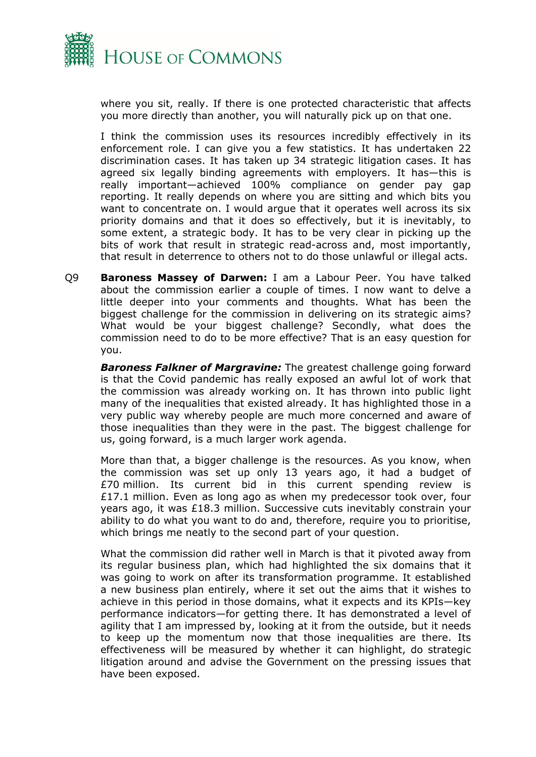where you sit, really. If there is one protected characteristic that affects you more directly than another, you will naturally pick up on that one.

I think the commission uses its resources incredibly effectively in its enforcement role. I can give you a few statistics. It has undertaken 22 discrimination cases. It has taken up 34 strategic litigation cases. It has agreed six legally binding agreements with employers. It has—this is really important—achieved 100% compliance on gender pay gap reporting. It really depends on where you are sitting and which bits you want to concentrate on. I would argue that it operates well across its six priority domains and that it does so effectively, but it is inevitably, to some extent, a strategic body. It has to be very clear in picking up the bits of work that result in strategic read-across and, most importantly, that result in deterrence to others not to do those unlawful or illegal acts.

Q9 **Baroness Massey of Darwen:** I am a Labour Peer. You have talked about the commission earlier a couple of times. I now want to delve a little deeper into your comments and thoughts. What has been the biggest challenge for the commission in delivering on its strategic aims? What would be your biggest challenge? Secondly, what does the commission need to do to be more effective? That is an easy question for you.

***Baroness Falkner of Margravine:*** The greatest challenge going forward is that the Covid pandemic has really exposed an awful lot of work that the commission was already working on. It has thrown into public light many of the inequalities that existed already. It has highlighted those in a very public way whereby people are much more concerned and aware of those inequalities than they were in the past. The biggest challenge for us, going forward, is a much larger work agenda.

More than that, a bigger challenge is the resources. As you know, when the commission was set up only 13 years ago, it had a budget of £70 million. Its current bid in this current spending review is £17.1 million. Even as long ago as when my predecessor took over, four years ago, it was £18.3 million. Successive cuts inevitably constrain your ability to do what you want to do and, therefore, require you to prioritise, which brings me neatly to the second part of your question.

What the commission did rather well in March is that it pivoted away from its regular business plan, which had highlighted the six domains that it was going to work on after its transformation programme. It established a new business plan entirely, where it set out the aims that it wishes to achieve in this period in those domains, what it expects and its KPIs—key performance indicators—for getting there. It has demonstrated a level of agility that I am impressed by, looking at it from the outside, but it needs to keep up the momentum now that those inequalities are there. Its effectiveness will be measured by whether it can highlight, do strategic litigation around and advise the Government on the pressing issues that have been exposed.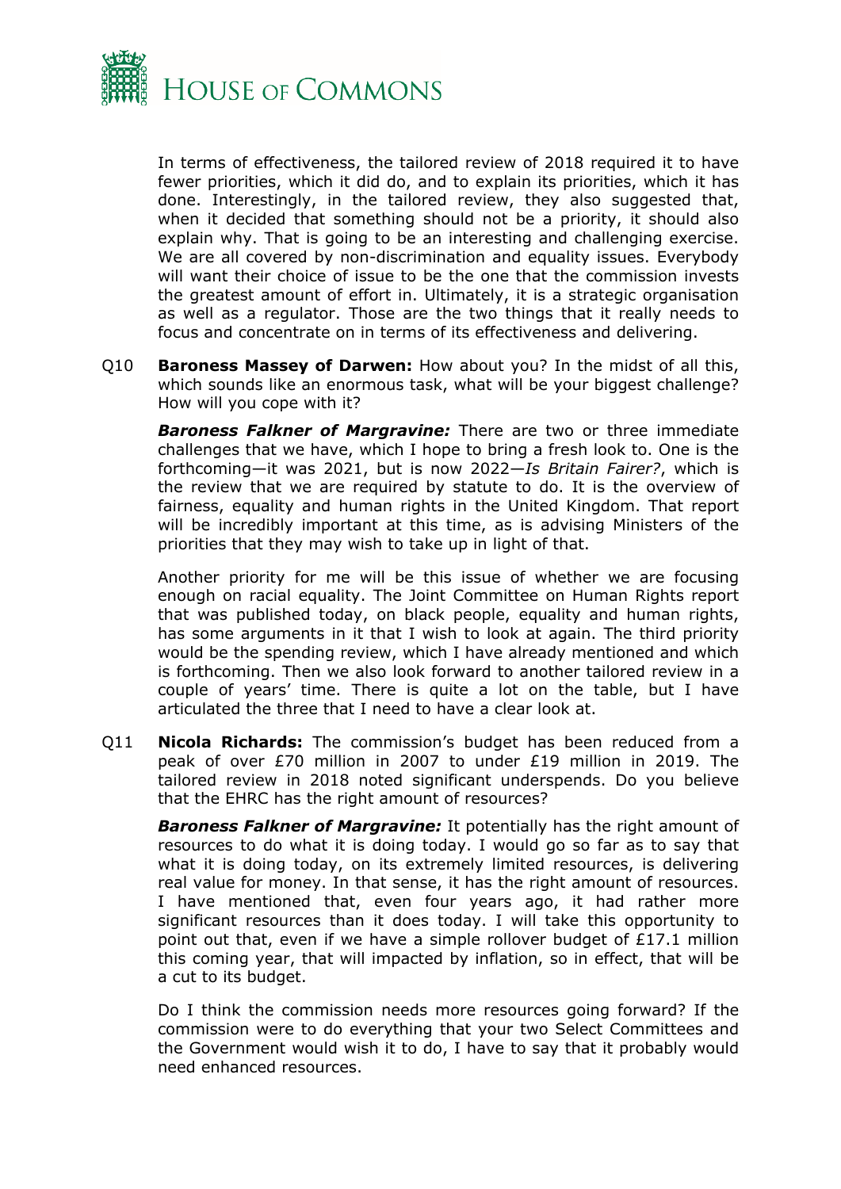In terms of effectiveness, the tailored review of 2018 required it to have fewer priorities, which it did do, and to explain its priorities, which it has done. Interestingly, in the tailored review, they also suggested that, when it decided that something should not be a priority, it should also explain why. That is going to be an interesting and challenging exercise. We are all covered by non-discrimination and equality issues. Everybody will want their choice of issue to be the one that the commission invests the greatest amount of effort in. Ultimately, it is a strategic organisation as well as a regulator. Those are the two things that it really needs to focus and concentrate on in terms of its effectiveness and delivering.

Q10 **Baroness Massey of Darwen:** How about you? In the midst of all this, which sounds like an enormous task, what will be your biggest challenge? How will you cope with it?

***Baroness Falkner of Margravine:*** There are two or three immediate challenges that we have, which I hope to bring a fresh look to. One is the forthcoming—it was 2021, but is now 2022—*Is Britain Fairer?*, which is the review that we are required by statute to do. It is the overview of fairness, equality and human rights in the United Kingdom. That report will be incredibly important at this time, as is advising Ministers of the priorities that they may wish to take up in light of that.

Another priority for me will be this issue of whether we are focusing enough on racial equality. The Joint Committee on Human Rights report that was published today, on black people, equality and human rights, has some arguments in it that I wish to look at again. The third priority would be the spending review, which I have already mentioned and which is forthcoming. Then we also look forward to another tailored review in a couple of years' time. There is quite a lot on the table, but I have articulated the three that I need to have a clear look at.

Q11 **Nicola Richards:** The commission's budget has been reduced from a peak of over £70 million in 2007 to under £19 million in 2019. The tailored review in 2018 noted significant underspends. Do you believe that the EHRC has the right amount of resources?

***Baroness Falkner of Margravine:*** It potentially has the right amount of resources to do what it is doing today. I would go so far as to say that what it is doing today, on its extremely limited resources, is delivering real value for money. In that sense, it has the right amount of resources. I have mentioned that, even four years ago, it had rather more significant resources than it does today. I will take this opportunity to point out that, even if we have a simple rollover budget of £17.1 million this coming year, that will impacted by inflation, so in effect, that will be a cut to its budget.

Do I think the commission needs more resources going forward? If the commission were to do everything that your two Select Committees and the Government would wish it to do, I have to say that it probably would need enhanced resources.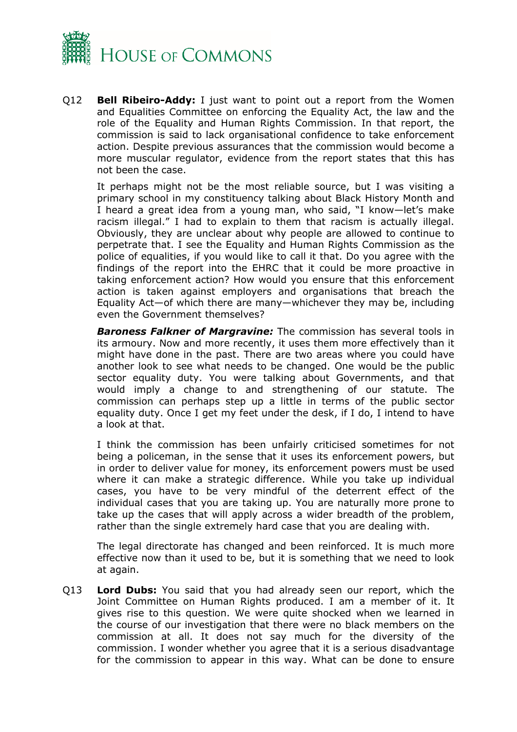Q12 **Bell Ribeiro-Addy:** I just want to point out a report from the Women and Equalities Committee on enforcing the Equality Act, the law and the role of the Equality and Human Rights Commission. In that report, the commission is said to lack organisational confidence to take enforcement action. Despite previous assurances that the commission would become a more muscular regulator, evidence from the report states that this has not been the case.

It perhaps might not be the most reliable source, but I was visiting a primary school in my constituency talking about Black History Month and I heard a great idea from a young man, who said, "I know—let's make racism illegal." I had to explain to them that racism is actually illegal. Obviously, they are unclear about why people are allowed to continue to perpetrate that. I see the Equality and Human Rights Commission as the police of equalities, if you would like to call it that. Do you agree with the findings of the report into the EHRC that it could be more proactive in taking enforcement action? How would you ensure that this enforcement action is taken against employers and organisations that breach the Equality Act—of which there are many—whichever they may be, including even the Government themselves?

***Baroness Falkner of Margravine:*** The commission has several tools in its armoury. Now and more recently, it uses them more effectively than it might have done in the past. There are two areas where you could have another look to see what needs to be changed. One would be the public sector equality duty. You were talking about Governments, and that would imply a change to and strengthening of our statute. The commission can perhaps step up a little in terms of the public sector equality duty. Once I get my feet under the desk, if I do, I intend to have a look at that.

I think the commission has been unfairly criticised sometimes for not being a policeman, in the sense that it uses its enforcement powers, but in order to deliver value for money, its enforcement powers must be used where it can make a strategic difference. While you take up individual cases, you have to be very mindful of the deterrent effect of the individual cases that you are taking up. You are naturally more prone to take up the cases that will apply across a wider breadth of the problem, rather than the single extremely hard case that you are dealing with.

The legal directorate has changed and been reinforced. It is much more effective now than it used to be, but it is something that we need to look at again.

Q13 **Lord Dubs:** You said that you had already seen our report, which the Joint Committee on Human Rights produced. I am a member of it. It gives rise to this question. We were quite shocked when we learned in the course of our investigation that there were no black members on the commission at all. It does not say much for the diversity of the commission. I wonder whether you agree that it is a serious disadvantage for the commission to appear in this way. What can be done to ensure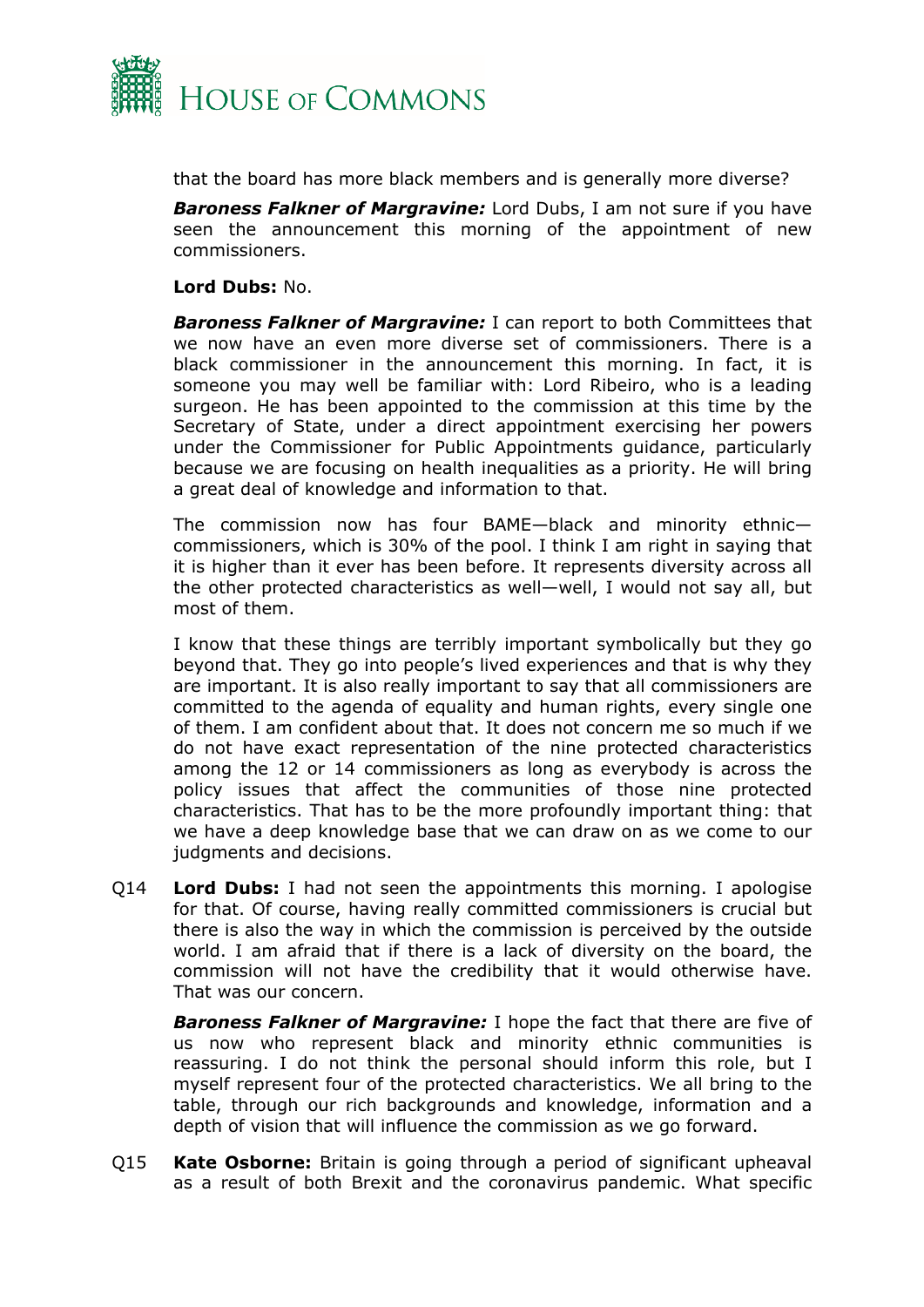that the board has more black members and is generally more diverse?

***Baroness Falkner of Margravine:*** Lord Dubs, I am not sure if you have seen the announcement this morning of the appointment of new commissioners.

**Lord Dubs:** No.

***Baroness Falkner of Margravine:*** I can report to both Committees that we now have an even more diverse set of commissioners. There is a black commissioner in the announcement this morning. In fact, it is someone you may well be familiar with: Lord Ribeiro, who is a leading surgeon. He has been appointed to the commission at this time by the Secretary of State, under a direct appointment exercising her powers under the Commissioner for Public Appointments guidance, particularly because we are focusing on health inequalities as a priority. He will bring a great deal of knowledge and information to that.

The commission now has four BAME—black and minority ethnic—commissioners, which is 30% of the pool. I think I am right in saying that it is higher than it ever has been before. It represents diversity across all the other protected characteristics as well—well, I would not say all, but most of them.

I know that these things are terribly important symbolically but they go beyond that. They go into people's lived experiences and that is why they are important. It is also really important to say that all commissioners are committed to the agenda of equality and human rights, every single one of them. I am confident about that. It does not concern me so much if we do not have exact representation of the nine protected characteristics among the 12 or 14 commissioners as long as everybody is across the policy issues that affect the communities of those nine protected characteristics. That has to be the more profoundly important thing: that we have a deep knowledge base that we can draw on as we come to our judgments and decisions.

Q14 **Lord Dubs:** I had not seen the appointments this morning. I apologise for that. Of course, having really committed commissioners is crucial but there is also the way in which the commission is perceived by the outside world. I am afraid that if there is a lack of diversity on the board, the commission will not have the credibility that it would otherwise have. That was our concern.

***Baroness Falkner of Margravine:*** I hope the fact that there are five of us now who represent black and minority ethnic communities is reassuring. I do not think the personal should inform this role, but I myself represent four of the protected characteristics. We all bring to the table, through our rich backgrounds and knowledge, information and a depth of vision that will influence the commission as we go forward.

Q15 **Kate Osborne:** Britain is going through a period of significant upheaval as a result of both Brexit and the coronavirus pandemic. What specific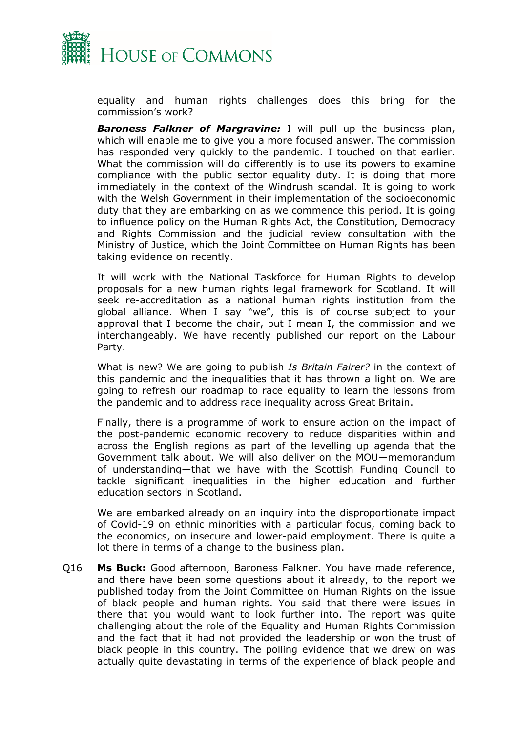equality and human rights challenges does this bring for the commission's work?

***Baroness Falkner of Margravine:*** I will pull up the business plan, which will enable me to give you a more focused answer. The commission has responded very quickly to the pandemic. I touched on that earlier. What the commission will do differently is to use its powers to examine compliance with the public sector equality duty. It is doing that more immediately in the context of the Windrush scandal. It is going to work with the Welsh Government in their implementation of the socioeconomic duty that they are embarking on as we commence this period. It is going to influence policy on the Human Rights Act, the Constitution, Democracy and Rights Commission and the judicial review consultation with the Ministry of Justice, which the Joint Committee on Human Rights has been taking evidence on recently.

It will work with the National Taskforce for Human Rights to develop proposals for a new human rights legal framework for Scotland. It will seek re-accreditation as a national human rights institution from the global alliance. When I say "we", this is of course subject to your approval that I become the chair, but I mean I, the commission and we interchangeably. We have recently published our report on the Labour Party.

What is new? We are going to publish *Is Britain Fairer?* in the context of this pandemic and the inequalities that it has thrown a light on. We are going to refresh our roadmap to race equality to learn the lessons from the pandemic and to address race inequality across Great Britain.

Finally, there is a programme of work to ensure action on the impact of the post-pandemic economic recovery to reduce disparities within and across the English regions as part of the levelling up agenda that the Government talk about. We will also deliver on the MOU—memorandum of understanding—that we have with the Scottish Funding Council to tackle significant inequalities in the higher education and further education sectors in Scotland.

We are embarked already on an inquiry into the disproportionate impact of Covid-19 on ethnic minorities with a particular focus, coming back to the economics, on insecure and lower-paid employment. There is quite a lot there in terms of a change to the business plan.

Q16 **Ms Buck:** Good afternoon, Baroness Falkner. You have made reference, and there have been some questions about it already, to the report we published today from the Joint Committee on Human Rights on the issue of black people and human rights. You said that there were issues in there that you would want to look further into. The report was quite challenging about the role of the Equality and Human Rights Commission and the fact that it had not provided the leadership or won the trust of black people in this country. The polling evidence that we drew on was actually quite devastating in terms of the experience of black people and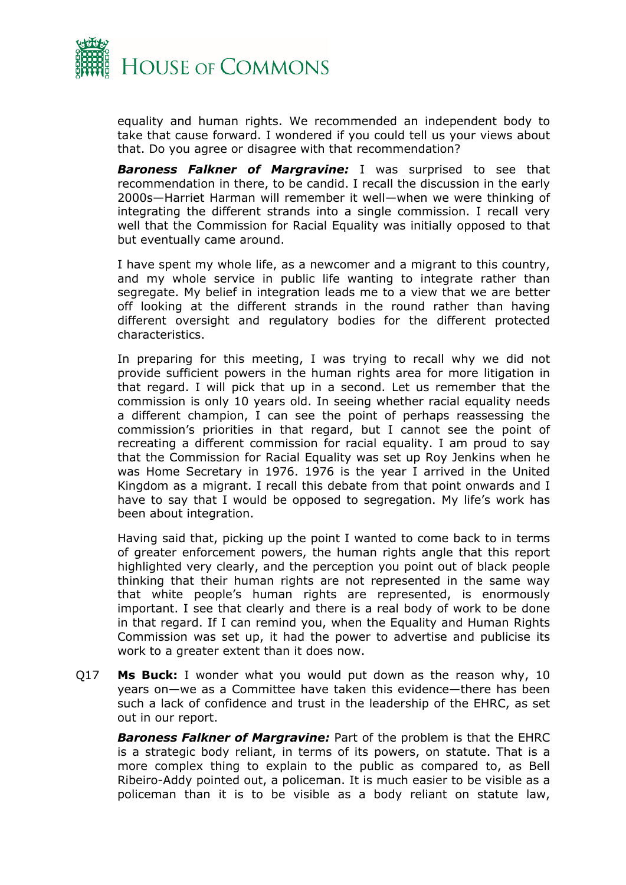equality and human rights. We recommended an independent body to take that cause forward. I wondered if you could tell us your views about that. Do you agree or disagree with that recommendation?

***Baroness Falkner of Margravine:*** I was surprised to see that recommendation in there, to be candid. I recall the discussion in the early 2000s—Harriet Harman will remember it well—when we were thinking of integrating the different strands into a single commission. I recall very well that the Commission for Racial Equality was initially opposed to that but eventually came around.

I have spent my whole life, as a newcomer and a migrant to this country, and my whole service in public life wanting to integrate rather than segregate. My belief in integration leads me to a view that we are better off looking at the different strands in the round rather than having different oversight and regulatory bodies for the different protected characteristics.

In preparing for this meeting, I was trying to recall why we did not provide sufficient powers in the human rights area for more litigation in that regard. I will pick that up in a second. Let us remember that the commission is only 10 years old. In seeing whether racial equality needs a different champion, I can see the point of perhaps reassessing the commission's priorities in that regard, but I cannot see the point of recreating a different commission for racial equality. I am proud to say that the Commission for Racial Equality was set up Roy Jenkins when he was Home Secretary in 1976. 1976 is the year I arrived in the United Kingdom as a migrant. I recall this debate from that point onwards and I have to say that I would be opposed to segregation. My life's work has been about integration.

Having said that, picking up the point I wanted to come back to in terms of greater enforcement powers, the human rights angle that this report highlighted very clearly, and the perception you point out of black people thinking that their human rights are not represented in the same way that white people's human rights are represented, is enormously important. I see that clearly and there is a real body of work to be done in that regard. If I can remind you, when the Equality and Human Rights Commission was set up, it had the power to advertise and publicise its work to a greater extent than it does now.

Q17 **Ms Buck:** I wonder what you would put down as the reason why, 10 years on—we as a Committee have taken this evidence—there has been such a lack of confidence and trust in the leadership of the EHRC, as set out in our report.

***Baroness Falkner of Margravine:*** Part of the problem is that the EHRC is a strategic body reliant, in terms of its powers, on statute. That is a more complex thing to explain to the public as compared to, as Bell Ribeiro-Addy pointed out, a policeman. It is much easier to be visible as a policeman than it is to be visible as a body reliant on statute law,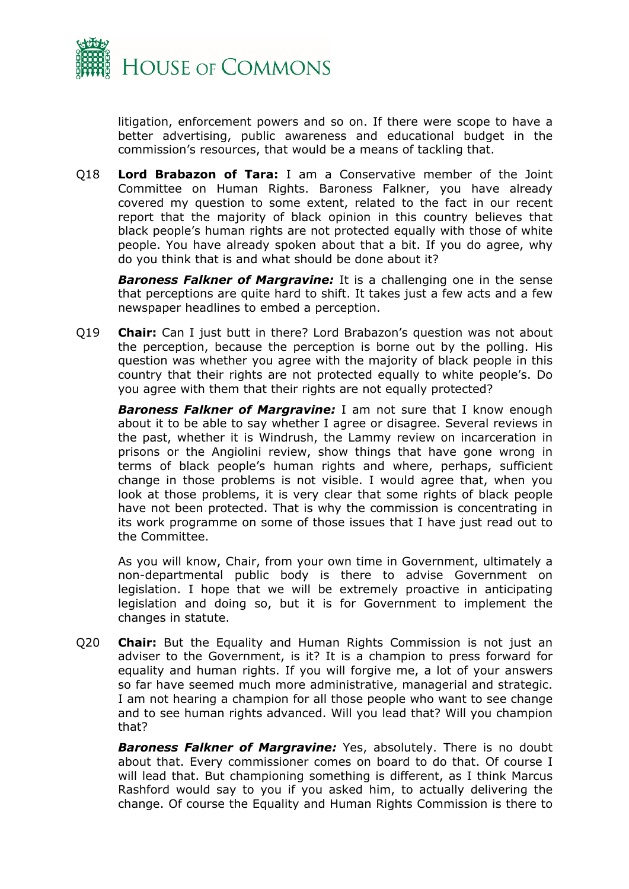litigation, enforcement powers and so on. If there were scope to have a better advertising, public awareness and educational budget in the commission's resources, that would be a means of tackling that.

Q18 **Lord Brabazon of Tara:** I am a Conservative member of the Joint Committee on Human Rights. Baroness Falkner, you have already covered my question to some extent, related to the fact in our recent report that the majority of black opinion in this country believes that black people's human rights are not protected equally with those of white people. You have already spoken about that a bit. If you do agree, why do you think that is and what should be done about it?

***Baroness Falkner of Margravine:*** It is a challenging one in the sense that perceptions are quite hard to shift. It takes just a few acts and a few newspaper headlines to embed a perception.

Q19 **Chair:** Can I just butt in there? Lord Brabazon's question was not about the perception, because the perception is borne out by the polling. His question was whether you agree with the majority of black people in this country that their rights are not protected equally to white people's. Do you agree with them that their rights are not equally protected?

***Baroness Falkner of Margravine:*** I am not sure that I know enough about it to be able to say whether I agree or disagree. Several reviews in the past, whether it is Windrush, the Lammy review on incarceration in prisons or the Angiolini review, show things that have gone wrong in terms of black people's human rights and where, perhaps, sufficient change in those problems is not visible. I would agree that, when you look at those problems, it is very clear that some rights of black people have not been protected. That is why the commission is concentrating in its work programme on some of those issues that I have just read out to the Committee.

As you will know, Chair, from your own time in Government, ultimately a non-departmental public body is there to advise Government on legislation. I hope that we will be extremely proactive in anticipating legislation and doing so, but it is for Government to implement the changes in statute.

Q20 **Chair:** But the Equality and Human Rights Commission is not just an adviser to the Government, is it? It is a champion to press forward for equality and human rights. If you will forgive me, a lot of your answers so far have seemed much more administrative, managerial and strategic. I am not hearing a champion for all those people who want to see change and to see human rights advanced. Will you lead that? Will you champion that?

***Baroness Falkner of Margravine:*** Yes, absolutely. There is no doubt about that. Every commissioner comes on board to do that. Of course I will lead that. But championing something is different, as I think Marcus Rashford would say to you if you asked him, to actually delivering the change. Of course the Equality and Human Rights Commission is there to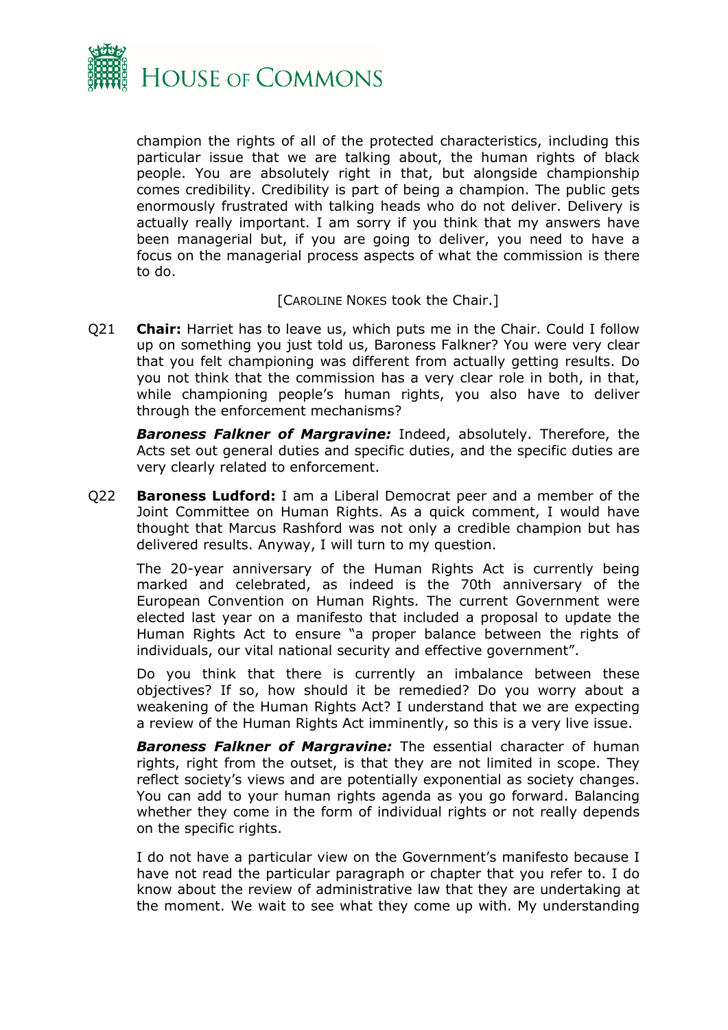champion the rights of all of the protected characteristics, including this particular issue that we are talking about, the human rights of black people. You are absolutely right in that, but alongside championship comes credibility. Credibility is part of being a champion. The public gets enormously frustrated with talking heads who do not deliver. Delivery is actually really important. I am sorry if you think that my answers have been managerial but, if you are going to deliver, you need to have a focus on the managerial process aspects of what the commission is there to do.

[CAROLINE NOKES took the Chair.]

Q21 **Chair:** Harriet has to leave us, which puts me in the Chair. Could I follow up on something you just told us, Baroness Falkner? You were very clear that you felt championing was different from actually getting results. Do you not think that the commission has a very clear role in both, in that, while championing people's human rights, you also have to deliver through the enforcement mechanisms?

***Baroness Falkner of Margravine:*** Indeed, absolutely. Therefore, the Acts set out general duties and specific duties, and the specific duties are very clearly related to enforcement.

Q22 **Baroness Ludford:** I am a Liberal Democrat peer and a member of the Joint Committee on Human Rights. As a quick comment, I would have thought that Marcus Rashford was not only a credible champion but has delivered results. Anyway, I will turn to my question.

The 20-year anniversary of the Human Rights Act is currently being marked and celebrated, as indeed is the 70th anniversary of the European Convention on Human Rights. The current Government were elected last year on a manifesto that included a proposal to update the Human Rights Act to ensure "a proper balance between the rights of individuals, our vital national security and effective government".

Do you think that there is currently an imbalance between these objectives? If so, how should it be remedied? Do you worry about a weakening of the Human Rights Act? I understand that we are expecting a review of the Human Rights Act imminently, so this is a very live issue.

***Baroness Falkner of Margravine:*** The essential character of human rights, right from the outset, is that they are not limited in scope. They reflect society's views and are potentially exponential as society changes. You can add to your human rights agenda as you go forward. Balancing whether they come in the form of individual rights or not really depends on the specific rights.

I do not have a particular view on the Government's manifesto because I have not read the particular paragraph or chapter that you refer to. I do know about the review of administrative law that they are undertaking at the moment. We wait to see what they come up with. My understanding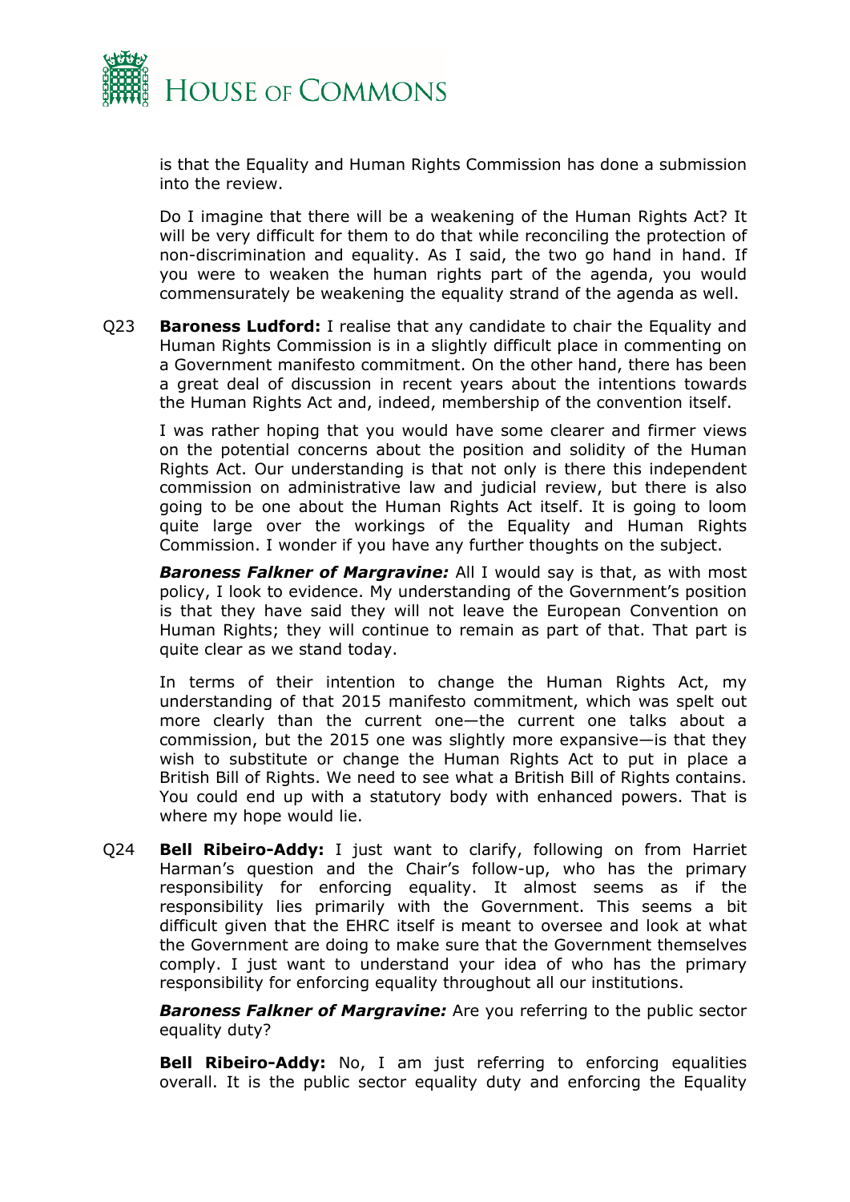is that the Equality and Human Rights Commission has done a submission into the review.

Do I imagine that there will be a weakening of the Human Rights Act? It will be very difficult for them to do that while reconciling the protection of non-discrimination and equality. As I said, the two go hand in hand. If you were to weaken the human rights part of the agenda, you would commensurately be weakening the equality strand of the agenda as well.

Q23 **Baroness Ludford:** I realise that any candidate to chair the Equality and Human Rights Commission is in a slightly difficult place in commenting on a Government manifesto commitment. On the other hand, there has been a great deal of discussion in recent years about the intentions towards the Human Rights Act and, indeed, membership of the convention itself.

I was rather hoping that you would have some clearer and firmer views on the potential concerns about the position and solidity of the Human Rights Act. Our understanding is that not only is there this independent commission on administrative law and judicial review, but there is also going to be one about the Human Rights Act itself. It is going to loom quite large over the workings of the Equality and Human Rights Commission. I wonder if you have any further thoughts on the subject.

***Baroness Falkner of Margravine:*** All I would say is that, as with most policy, I look to evidence. My understanding of the Government's position is that they have said they will not leave the European Convention on Human Rights; they will continue to remain as part of that. That part is quite clear as we stand today.

In terms of their intention to change the Human Rights Act, my understanding of that 2015 manifesto commitment, which was spelt out more clearly than the current one—the current one talks about a commission, but the 2015 one was slightly more expansive—is that they wish to substitute or change the Human Rights Act to put in place a British Bill of Rights. We need to see what a British Bill of Rights contains. You could end up with a statutory body with enhanced powers. That is where my hope would lie.

Q24 **Bell Ribeiro-Addy:** I just want to clarify, following on from Harriet Harman's question and the Chair's follow-up, who has the primary responsibility for enforcing equality. It almost seems as if the responsibility lies primarily with the Government. This seems a bit difficult given that the EHRC itself is meant to oversee and look at what the Government are doing to make sure that the Government themselves comply. I just want to understand your idea of who has the primary responsibility for enforcing equality throughout all our institutions.

***Baroness Falkner of Margravine:*** Are you referring to the public sector equality duty?

**Bell Ribeiro-Addy:** No, I am just referring to enforcing equalities overall. It is the public sector equality duty and enforcing the Equality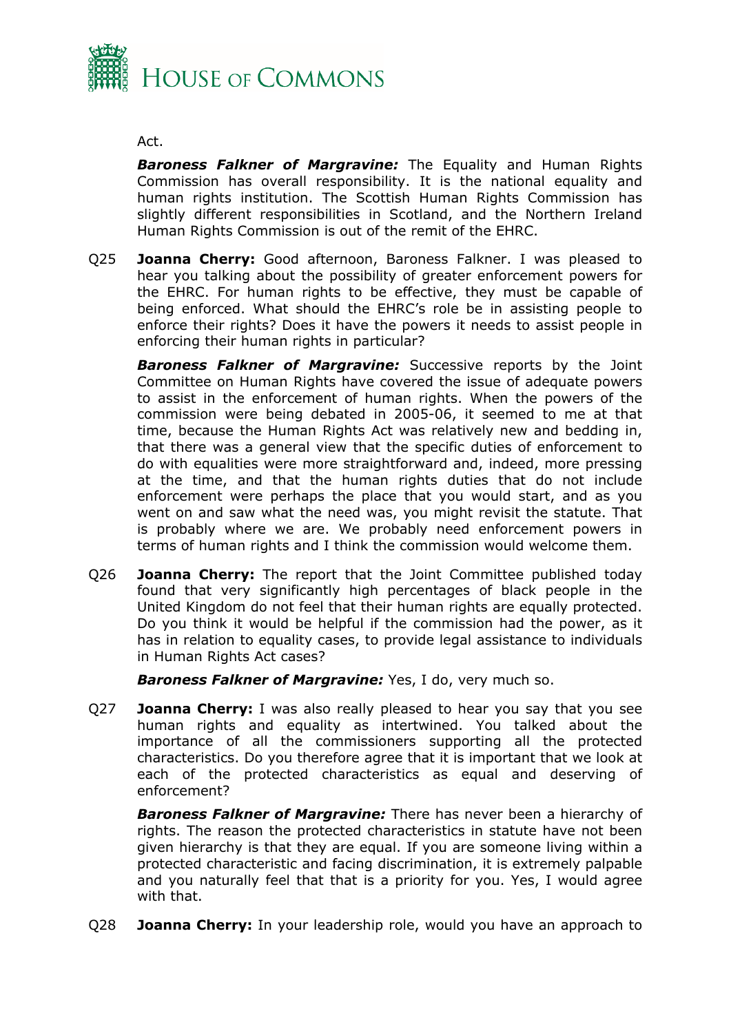Act.

***Baroness Falkner of Margravine:*** The Equality and Human Rights Commission has overall responsibility. It is the national equality and human rights institution. The Scottish Human Rights Commission has slightly different responsibilities in Scotland, and the Northern Ireland Human Rights Commission is out of the remit of the EHRC.

Q25 **Joanna Cherry:** Good afternoon, Baroness Falkner. I was pleased to hear you talking about the possibility of greater enforcement powers for the EHRC. For human rights to be effective, they must be capable of being enforced. What should the EHRC's role be in assisting people to enforce their rights? Does it have the powers it needs to assist people in enforcing their human rights in particular?

***Baroness Falkner of Margravine:*** Successive reports by the Joint Committee on Human Rights have covered the issue of adequate powers to assist in the enforcement of human rights. When the powers of the commission were being debated in 2005-06, it seemed to me at that time, because the Human Rights Act was relatively new and bedding in, that there was a general view that the specific duties of enforcement to do with equalities were more straightforward and, indeed, more pressing at the time, and that the human rights duties that do not include enforcement were perhaps the place that you would start, and as you went on and saw what the need was, you might revisit the statute. That is probably where we are. We probably need enforcement powers in terms of human rights and I think the commission would welcome them.

Q26 **Joanna Cherry:** The report that the Joint Committee published today found that very significantly high percentages of black people in the United Kingdom do not feel that their human rights are equally protected. Do you think it would be helpful if the commission had the power, as it has in relation to equality cases, to provide legal assistance to individuals in Human Rights Act cases?

***Baroness Falkner of Margravine:*** Yes, I do, very much so.

Q27 **Joanna Cherry:** I was also really pleased to hear you say that you see human rights and equality as intertwined. You talked about the importance of all the commissioners supporting all the protected characteristics. Do you therefore agree that it is important that we look at each of the protected characteristics as equal and deserving of enforcement?

***Baroness Falkner of Margravine:*** There has never been a hierarchy of rights. The reason the protected characteristics in statute have not been given hierarchy is that they are equal. If you are someone living within a protected characteristic and facing discrimination, it is extremely palpable and you naturally feel that that is a priority for you. Yes, I would agree with that.

Q28 **Joanna Cherry:** In your leadership role, would you have an approach to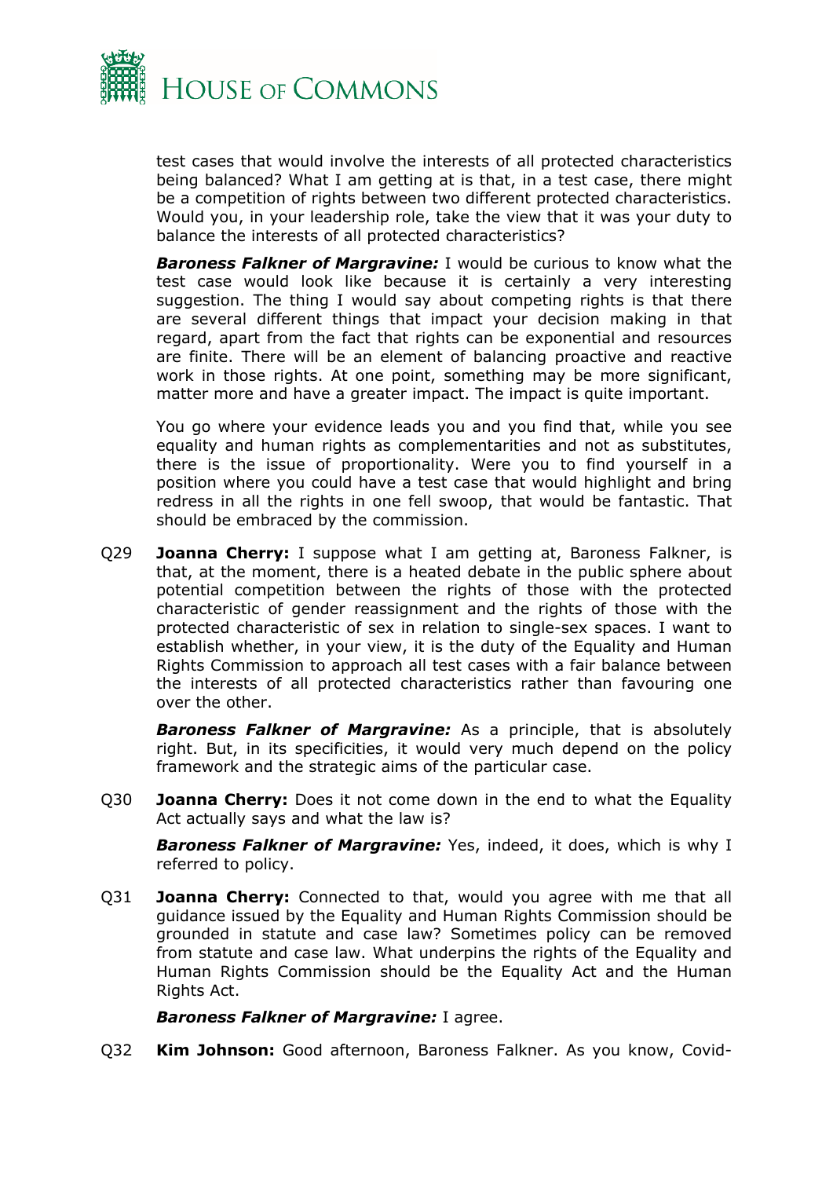test cases that would involve the interests of all protected characteristics being balanced? What I am getting at is that, in a test case, there might be a competition of rights between two different protected characteristics. Would you, in your leadership role, take the view that it was your duty to balance the interests of all protected characteristics?

***Baroness Falkner of Margravine:*** I would be curious to know what the test case would look like because it is certainly a very interesting suggestion. The thing I would say about competing rights is that there are several different things that impact your decision making in that regard, apart from the fact that rights can be exponential and resources are finite. There will be an element of balancing proactive and reactive work in those rights. At one point, something may be more significant, matter more and have a greater impact. The impact is quite important.

You go where your evidence leads you and you find that, while you see equality and human rights as complementarities and not as substitutes, there is the issue of proportionality. Were you to find yourself in a position where you could have a test case that would highlight and bring redress in all the rights in one fell swoop, that would be fantastic. That should be embraced by the commission.

Q29 **Joanna Cherry:** I suppose what I am getting at, Baroness Falkner, is that, at the moment, there is a heated debate in the public sphere about potential competition between the rights of those with the protected characteristic of gender reassignment and the rights of those with the protected characteristic of sex in relation to single-sex spaces. I want to establish whether, in your view, it is the duty of the Equality and Human Rights Commission to approach all test cases with a fair balance between the interests of all protected characteristics rather than favouring one over the other.

***Baroness Falkner of Margravine:*** As a principle, that is absolutely right. But, in its specificities, it would very much depend on the policy framework and the strategic aims of the particular case.

Q30 **Joanna Cherry:** Does it not come down in the end to what the Equality Act actually says and what the law is?

***Baroness Falkner of Margravine:*** Yes, indeed, it does, which is why I referred to policy.

Q31 **Joanna Cherry:** Connected to that, would you agree with me that all guidance issued by the Equality and Human Rights Commission should be grounded in statute and case law? Sometimes policy can be removed from statute and case law. What underpins the rights of the Equality and Human Rights Commission should be the Equality Act and the Human Rights Act.

***Baroness Falkner of Margravine:*** I agree.

Q32 **Kim Johnson:** Good afternoon, Baroness Falkner. As you know, Covid-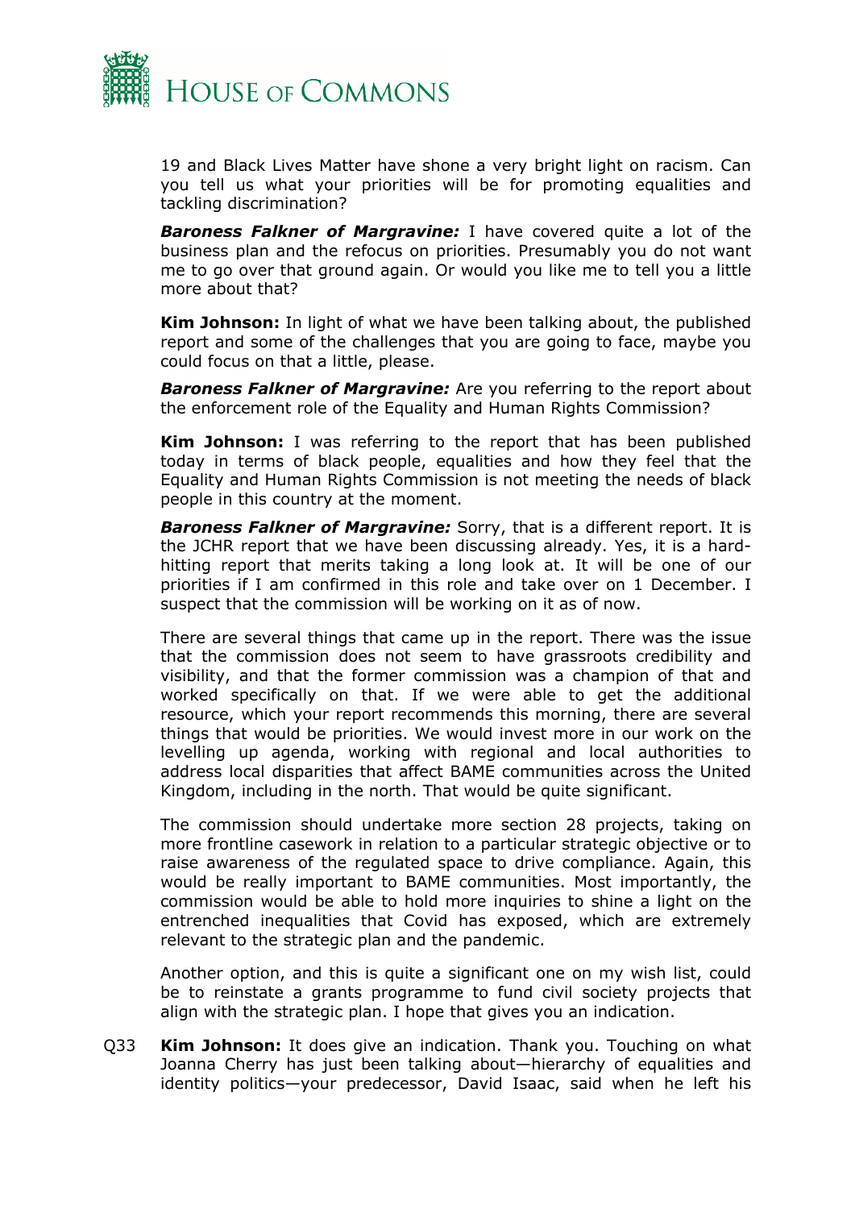19 and Black Lives Matter have shone a very bright light on racism. Can you tell us what your priorities will be for promoting equalities and tackling discrimination?

***Baroness Falkner of Margravine:*** I have covered quite a lot of the business plan and the refocus on priorities. Presumably you do not want me to go over that ground again. Or would you like me to tell you a little more about that?

**Kim Johnson:** In light of what we have been talking about, the published report and some of the challenges that you are going to face, maybe you could focus on that a little, please.

***Baroness Falkner of Margravine:*** Are you referring to the report about the enforcement role of the Equality and Human Rights Commission?

**Kim Johnson:** I was referring to the report that has been published today in terms of black people, equalities and how they feel that the Equality and Human Rights Commission is not meeting the needs of black people in this country at the moment.

***Baroness Falkner of Margravine:*** Sorry, that is a different report. It is the JCHR report that we have been discussing already. Yes, it is a hard-hitting report that merits taking a long look at. It will be one of our priorities if I am confirmed in this role and take over on 1 December. I suspect that the commission will be working on it as of now.

There are several things that came up in the report. There was the issue that the commission does not seem to have grassroots credibility and visibility, and that the former commission was a champion of that and worked specifically on that. If we were able to get the additional resource, which your report recommends this morning, there are several things that would be priorities. We would invest more in our work on the levelling up agenda, working with regional and local authorities to address local disparities that affect BAME communities across the United Kingdom, including in the north. That would be quite significant.

The commission should undertake more section 28 projects, taking on more frontline casework in relation to a particular strategic objective or to raise awareness of the regulated space to drive compliance. Again, this would be really important to BAME communities. Most importantly, the commission would be able to hold more inquiries to shine a light on the entrenched inequalities that Covid has exposed, which are extremely relevant to the strategic plan and the pandemic.

Another option, and this is quite a significant one on my wish list, could be to reinstate a grants programme to fund civil society projects that align with the strategic plan. I hope that gives you an indication.

Q33 **Kim Johnson:** It does give an indication. Thank you. Touching on what Joanna Cherry has just been talking about—hierarchy of equalities and identity politics—your predecessor, David Isaac, said when he left his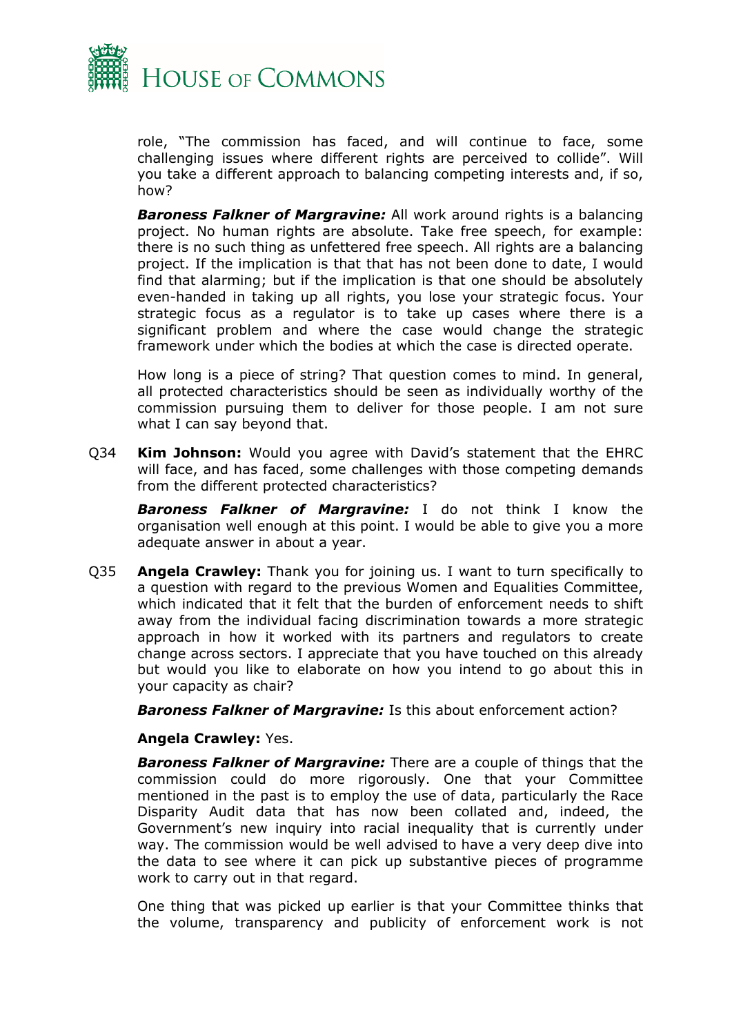role, "The commission has faced, and will continue to face, some challenging issues where different rights are perceived to collide". Will you take a different approach to balancing competing interests and, if so, how?

***Baroness Falkner of Margravine:*** All work around rights is a balancing project. No human rights are absolute. Take free speech, for example: there is no such thing as unfettered free speech. All rights are a balancing project. If the implication is that that has not been done to date, I would find that alarming; but if the implication is that one should be absolutely even-handed in taking up all rights, you lose your strategic focus. Your strategic focus as a regulator is to take up cases where there is a significant problem and where the case would change the strategic framework under which the bodies at which the case is directed operate.

How long is a piece of string? That question comes to mind. In general, all protected characteristics should be seen as individually worthy of the commission pursuing them to deliver for those people. I am not sure what I can say beyond that.

Q34 **Kim Johnson:** Would you agree with David's statement that the EHRC will face, and has faced, some challenges with those competing demands from the different protected characteristics?

***Baroness Falkner of Margravine:*** I do not think I know the organisation well enough at this point. I would be able to give you a more adequate answer in about a year.

Q35 **Angela Crawley:** Thank you for joining us. I want to turn specifically to a question with regard to the previous Women and Equalities Committee, which indicated that it felt that the burden of enforcement needs to shift away from the individual facing discrimination towards a more strategic approach in how it worked with its partners and regulators to create change across sectors. I appreciate that you have touched on this already but would you like to elaborate on how you intend to go about this in your capacity as chair?

***Baroness Falkner of Margravine:*** Is this about enforcement action?

**Angela Crawley:** Yes.

***Baroness Falkner of Margravine:*** There are a couple of things that the commission could do more rigorously. One that your Committee mentioned in the past is to employ the use of data, particularly the Race Disparity Audit data that has now been collated and, indeed, the Government's new inquiry into racial inequality that is currently under way. The commission would be well advised to have a very deep dive into the data to see where it can pick up substantive pieces of programme work to carry out in that regard.

One thing that was picked up earlier is that your Committee thinks that the volume, transparency and publicity of enforcement work is not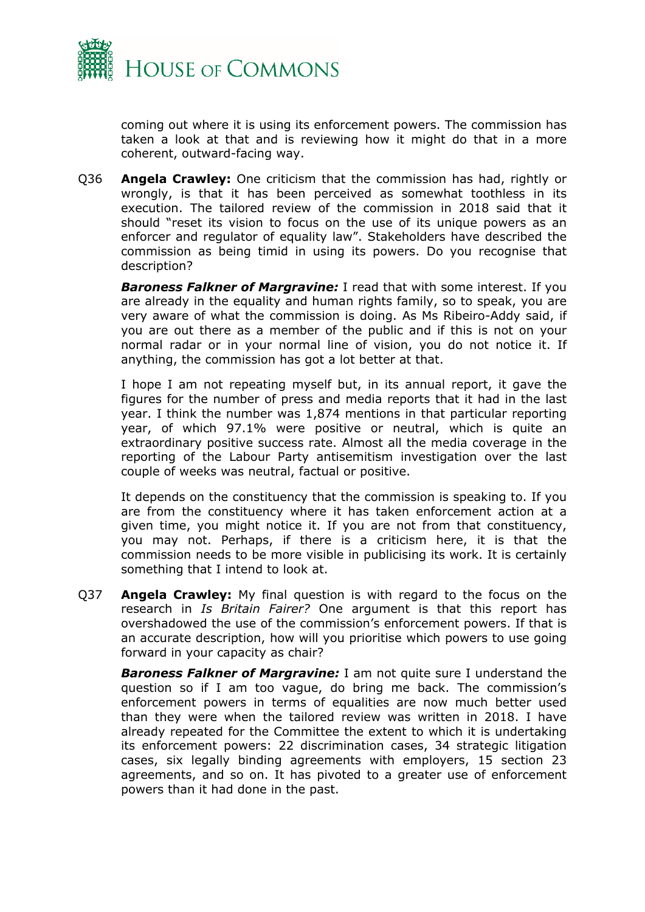coming out where it is using its enforcement powers. The commission has taken a look at that and is reviewing how it might do that in a more coherent, outward-facing way.

Q36 **Angela Crawley:** One criticism that the commission has had, rightly or wrongly, is that it has been perceived as somewhat toothless in its execution. The tailored review of the commission in 2018 said that it should "reset its vision to focus on the use of its unique powers as an enforcer and regulator of equality law". Stakeholders have described the commission as being timid in using its powers. Do you recognise that description?

***Baroness Falkner of Margravine:*** I read that with some interest. If you are already in the equality and human rights family, so to speak, you are very aware of what the commission is doing. As Ms Ribeiro-Addy said, if you are out there as a member of the public and if this is not on your normal radar or in your normal line of vision, you do not notice it. If anything, the commission has got a lot better at that.

I hope I am not repeating myself but, in its annual report, it gave the figures for the number of press and media reports that it had in the last year. I think the number was 1,874 mentions in that particular reporting year, of which 97.1% were positive or neutral, which is quite an extraordinary positive success rate. Almost all the media coverage in the reporting of the Labour Party antisemitism investigation over the last couple of weeks was neutral, factual or positive.

It depends on the constituency that the commission is speaking to. If you are from the constituency where it has taken enforcement action at a given time, you might notice it. If you are not from that constituency, you may not. Perhaps, if there is a criticism here, it is that the commission needs to be more visible in publicising its work. It is certainly something that I intend to look at.

Q37 **Angela Crawley:** My final question is with regard to the focus on the research in *Is Britain Fairer?* One argument is that this report has overshadowed the use of the commission's enforcement powers. If that is an accurate description, how will you prioritise which powers to use going forward in your capacity as chair?

***Baroness Falkner of Margravine:*** I am not quite sure I understand the question so if I am too vague, do bring me back. The commission's enforcement powers in terms of equalities are now much better used than they were when the tailored review was written in 2018. I have already repeated for the Committee the extent to which it is undertaking its enforcement powers: 22 discrimination cases, 34 strategic litigation cases, six legally binding agreements with employers, 15 section 23 agreements, and so on. It has pivoted to a greater use of enforcement powers than it had done in the past.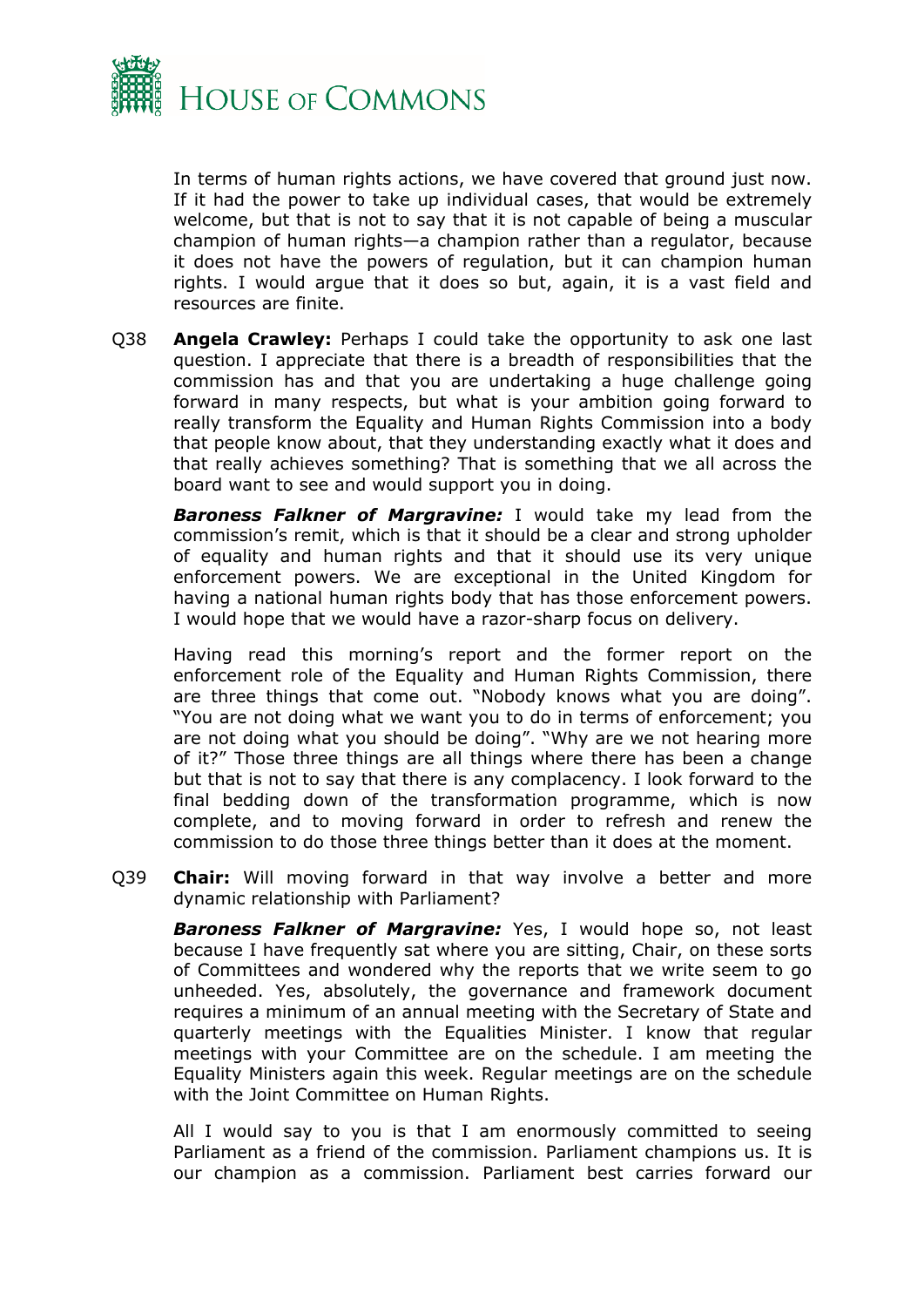In terms of human rights actions, we have covered that ground just now. If it had the power to take up individual cases, that would be extremely welcome, but that is not to say that it is not capable of being a muscular champion of human rights—a champion rather than a regulator, because it does not have the powers of regulation, but it can champion human rights. I would argue that it does so but, again, it is a vast field and resources are finite.

Q38 **Angela Crawley:** Perhaps I could take the opportunity to ask one last question. I appreciate that there is a breadth of responsibilities that the commission has and that you are undertaking a huge challenge going forward in many respects, but what is your ambition going forward to really transform the Equality and Human Rights Commission into a body that people know about, that they understanding exactly what it does and that really achieves something? That is something that we all across the board want to see and would support you in doing.

***Baroness Falkner of Margravine:*** I would take my lead from the commission's remit, which is that it should be a clear and strong upholder of equality and human rights and that it should use its very unique enforcement powers. We are exceptional in the United Kingdom for having a national human rights body that has those enforcement powers. I would hope that we would have a razor-sharp focus on delivery.

Having read this morning's report and the former report on the enforcement role of the Equality and Human Rights Commission, there are three things that come out. "Nobody knows what you are doing". "You are not doing what we want you to do in terms of enforcement; you are not doing what you should be doing". "Why are we not hearing more of it?" Those three things are all things where there has been a change but that is not to say that there is any complacency. I look forward to the final bedding down of the transformation programme, which is now complete, and to moving forward in order to refresh and renew the commission to do those three things better than it does at the moment.

Q39 **Chair:** Will moving forward in that way involve a better and more dynamic relationship with Parliament?

***Baroness Falkner of Margravine:*** Yes, I would hope so, not least because I have frequently sat where you are sitting, Chair, on these sorts of Committees and wondered why the reports that we write seem to go unheeded. Yes, absolutely, the governance and framework document requires a minimum of an annual meeting with the Secretary of State and quarterly meetings with the Equalities Minister. I know that regular meetings with your Committee are on the schedule. I am meeting the Equality Ministers again this week. Regular meetings are on the schedule with the Joint Committee on Human Rights.

All I would say to you is that I am enormously committed to seeing Parliament as a friend of the commission. Parliament champions us. It is our champion as a commission. Parliament best carries forward our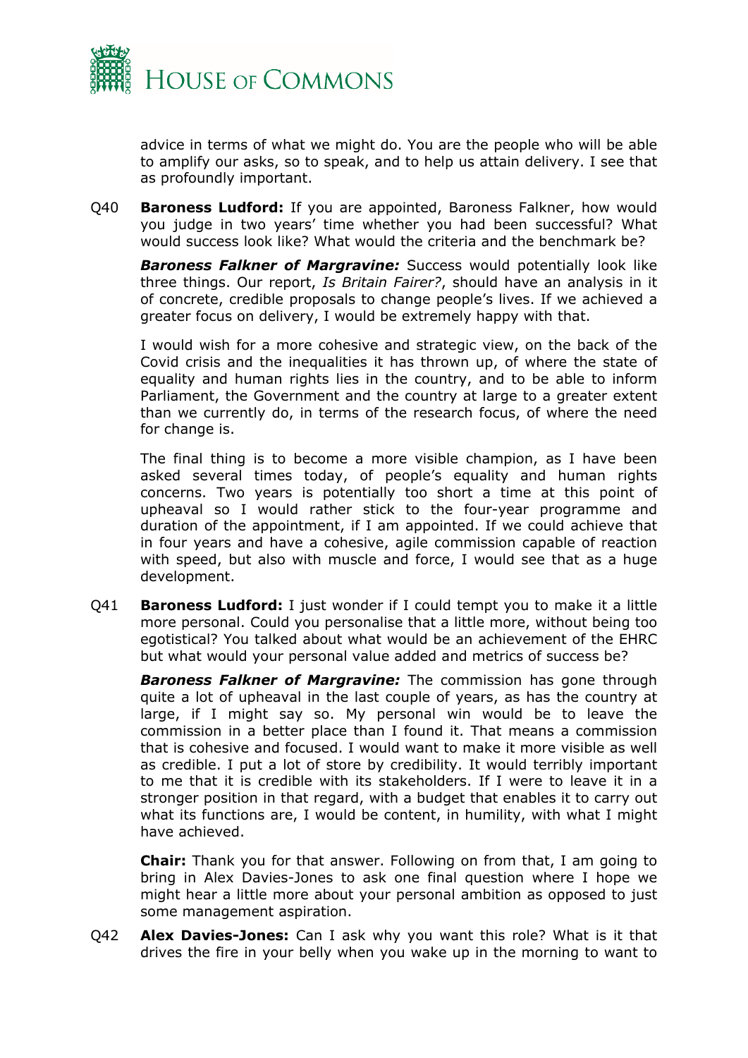advice in terms of what we might do. You are the people who will be able to amplify our asks, so to speak, and to help us attain delivery. I see that as profoundly important.

Q40 **Baroness Ludford:** If you are appointed, Baroness Falkner, how would you judge in two years' time whether you had been successful? What would success look like? What would the criteria and the benchmark be?

***Baroness Falkner of Margravine:*** Success would potentially look like three things. Our report, *Is Britain Fairer?*, should have an analysis in it of concrete, credible proposals to change people's lives. If we achieved a greater focus on delivery, I would be extremely happy with that.

I would wish for a more cohesive and strategic view, on the back of the Covid crisis and the inequalities it has thrown up, of where the state of equality and human rights lies in the country, and to be able to inform Parliament, the Government and the country at large to a greater extent than we currently do, in terms of the research focus, of where the need for change is.

The final thing is to become a more visible champion, as I have been asked several times today, of people's equality and human rights concerns. Two years is potentially too short a time at this point of upheaval so I would rather stick to the four-year programme and duration of the appointment, if I am appointed. If we could achieve that in four years and have a cohesive, agile commission capable of reaction with speed, but also with muscle and force, I would see that as a huge development.

Q41 **Baroness Ludford:** I just wonder if I could tempt you to make it a little more personal. Could you personalise that a little more, without being too egotistical? You talked about what would be an achievement of the EHRC but what would your personal value added and metrics of success be?

***Baroness Falkner of Margravine:*** The commission has gone through quite a lot of upheaval in the last couple of years, as has the country at large, if I might say so. My personal win would be to leave the commission in a better place than I found it. That means a commission that is cohesive and focused. I would want to make it more visible as well as credible. I put a lot of store by credibility. It would terribly important to me that it is credible with its stakeholders. If I were to leave it in a stronger position in that regard, with a budget that enables it to carry out what its functions are, I would be content, in humility, with what I might have achieved.

**Chair:** Thank you for that answer. Following on from that, I am going to bring in Alex Davies-Jones to ask one final question where I hope we might hear a little more about your personal ambition as opposed to just some management aspiration.

Q42 **Alex Davies-Jones:** Can I ask why you want this role? What is it that drives the fire in your belly when you wake up in the morning to want to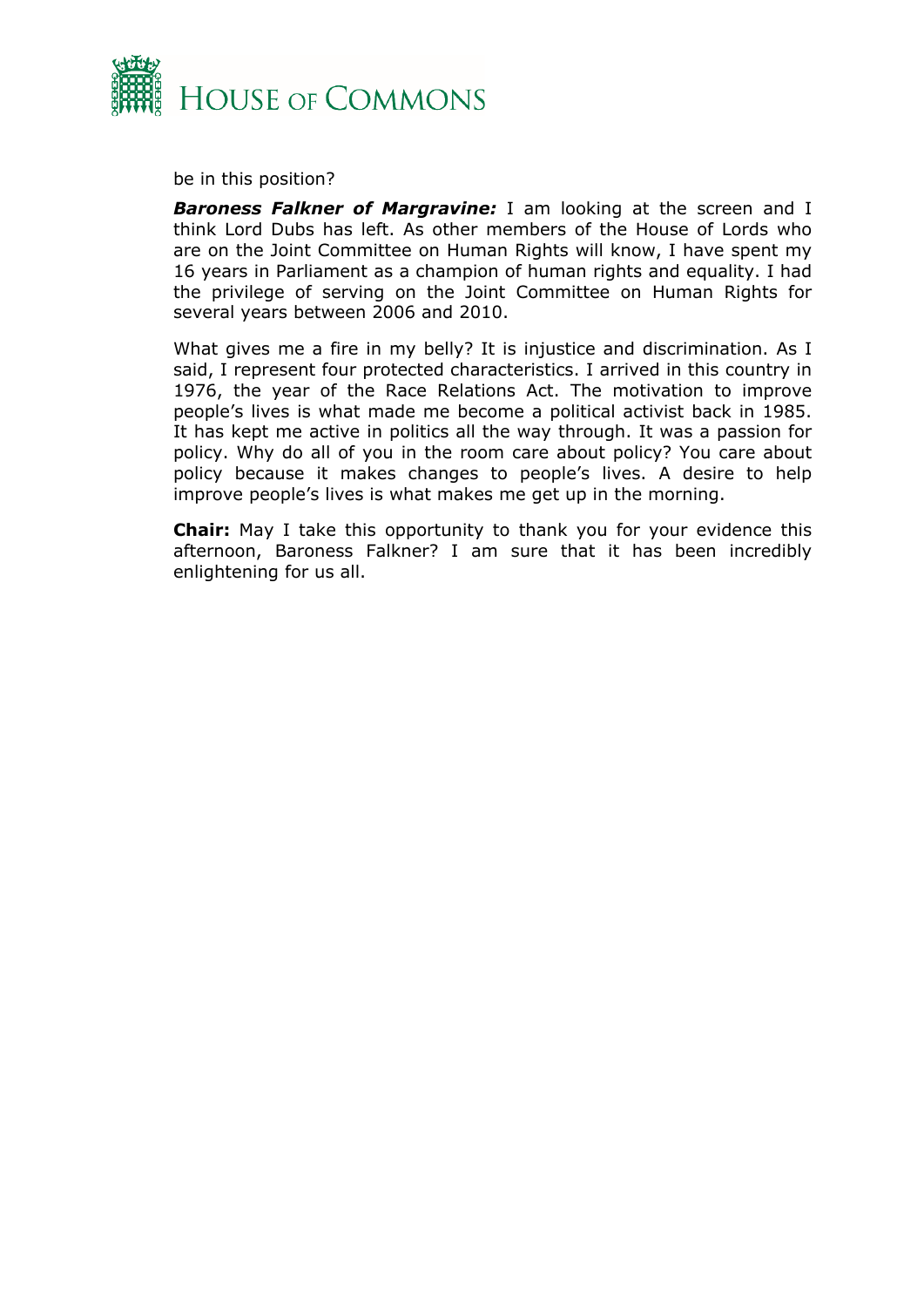be in this position?

***Baroness Falkner of Margravine:*** I am looking at the screen and I think Lord Dubs has left. As other members of the House of Lords who are on the Joint Committee on Human Rights will know, I have spent my 16 years in Parliament as a champion of human rights and equality. I had the privilege of serving on the Joint Committee on Human Rights for several years between 2006 and 2010.

What gives me a fire in my belly? It is injustice and discrimination. As I said, I represent four protected characteristics. I arrived in this country in 1976, the year of the Race Relations Act. The motivation to improve people's lives is what made me become a political activist back in 1985. It has kept me active in politics all the way through. It was a passion for policy. Why do all of you in the room care about policy? You care about policy because it makes changes to people's lives. A desire to help improve people's lives is what makes me get up in the morning.

**Chair:** May I take this opportunity to thank you for your evidence this afternoon, Baroness Falkner? I am sure that it has been incredibly enlightening for us all.